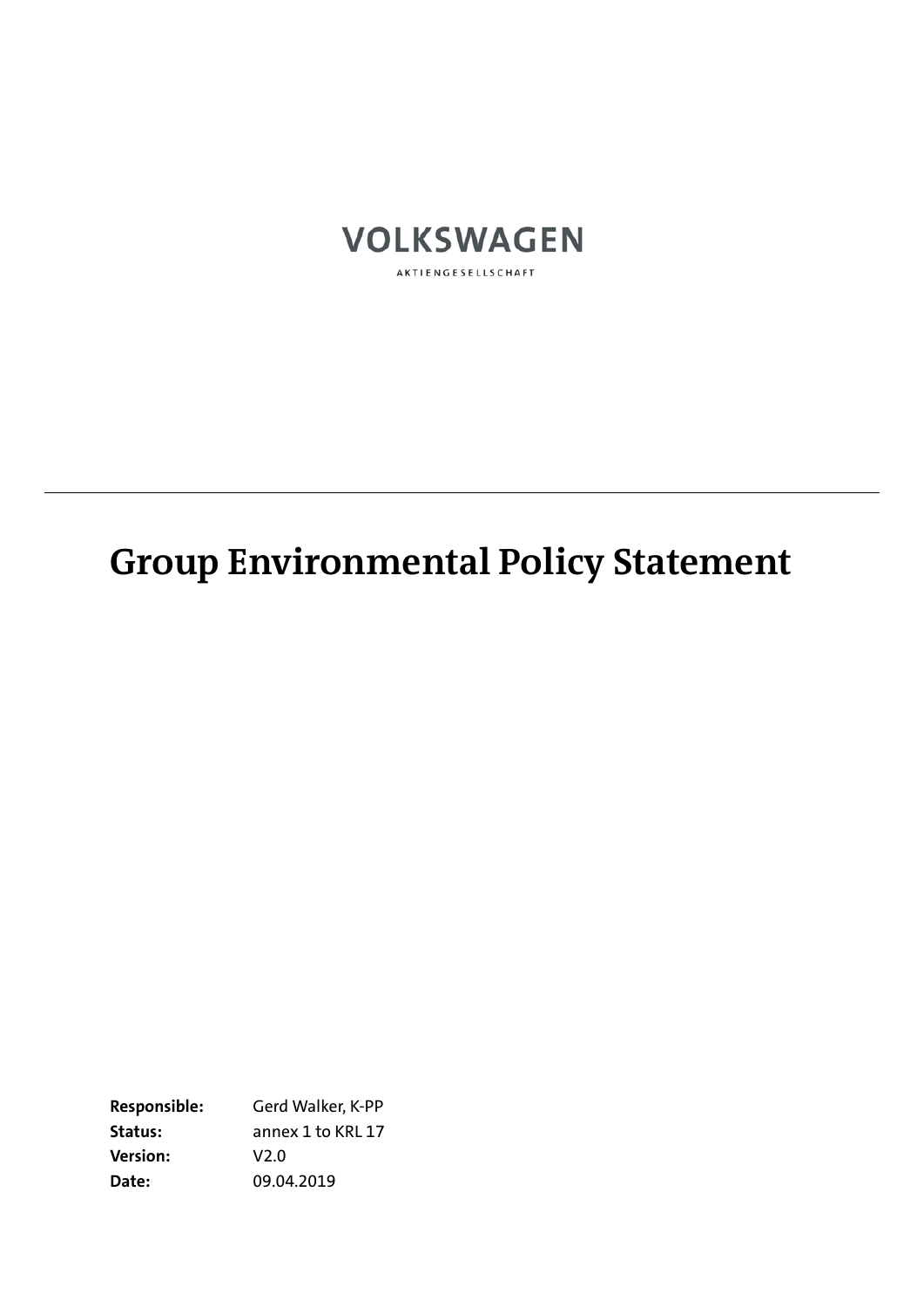VOLKSWAGEN

AKTIENGESELLSCHAFT

---

# Group Environmental Policy Statement

**Responsible:** Gerd Walker, K-PP
**Status:** annex 1 to KRL 17
**Version:** V2.0
**Date:** 09.04.2019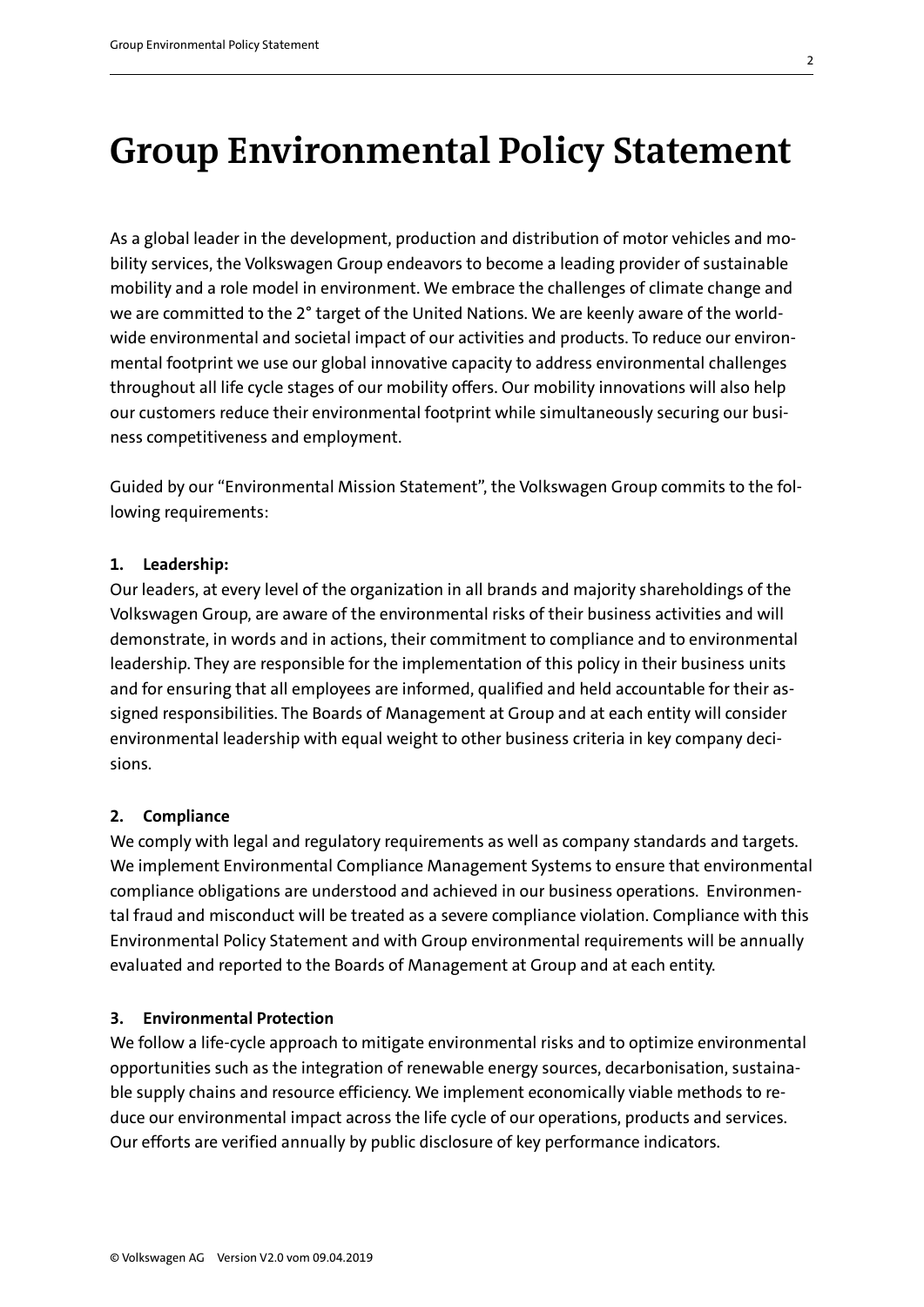# Group Environmental Policy Statement

As a global leader in the development, production and distribution of motor vehicles and mobility services, the Volkswagen Group endeavors to become a leading provider of sustainable mobility and a role model in environment. We embrace the challenges of climate change and we are committed to the 2° target of the United Nations. We are keenly aware of the worldwide environmental and societal impact of our activities and products. To reduce our environmental footprint we use our global innovative capacity to address environmental challenges throughout all life cycle stages of our mobility offers. Our mobility innovations will also help our customers reduce their environmental footprint while simultaneously securing our business competitiveness and employment.

Guided by our "Environmental Mission Statement", the Volkswagen Group commits to the following requirements:

**1. Leadership:**

Our leaders, at every level of the organization in all brands and majority shareholdings of the Volkswagen Group, are aware of the environmental risks of their business activities and will demonstrate, in words and in actions, their commitment to compliance and to environmental leadership. They are responsible for the implementation of this policy in their business units and for ensuring that all employees are informed, qualified and held accountable for their assigned responsibilities. The Boards of Management at Group and at each entity will consider environmental leadership with equal weight to other business criteria in key company decisions.

**2. Compliance**

We comply with legal and regulatory requirements as well as company standards and targets. We implement Environmental Compliance Management Systems to ensure that environmental compliance obligations are understood and achieved in our business operations. Environmental fraud and misconduct will be treated as a severe compliance violation. Compliance with this Environmental Policy Statement and with Group environmental requirements will be annually evaluated and reported to the Boards of Management at Group and at each entity.

**3. Environmental Protection**

We follow a life-cycle approach to mitigate environmental risks and to optimize environmental opportunities such as the integration of renewable energy sources, decarbonisation, sustainable supply chains and resource efficiency. We implement economically viable methods to reduce our environmental impact across the life cycle of our operations, products and services. Our efforts are verified annually by public disclosure of key performance indicators.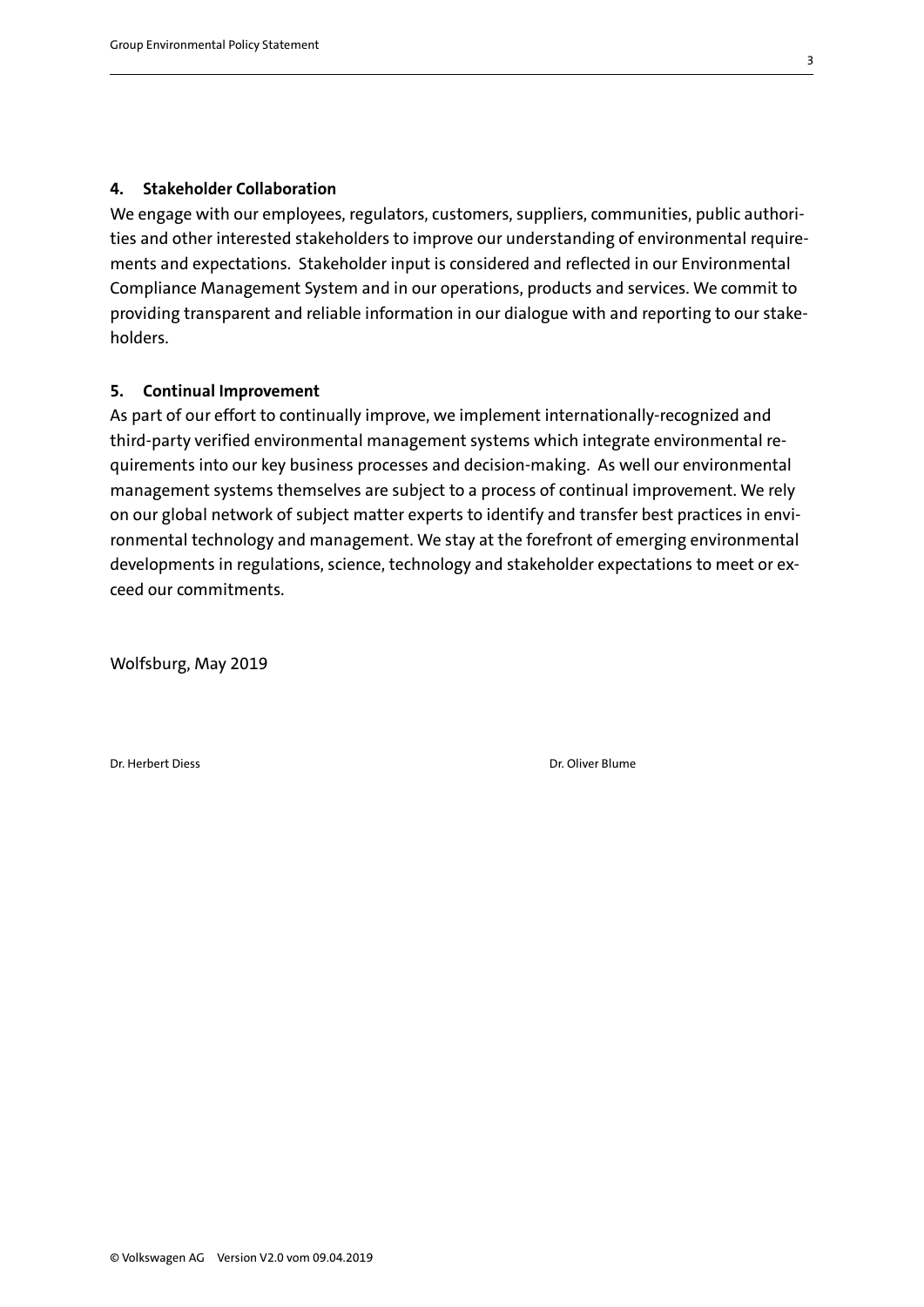## 4. Stakeholder Collaboration

We engage with our employees, regulators, customers, suppliers, communities, public authorities and other interested stakeholders to improve our understanding of environmental requirements and expectations. Stakeholder input is considered and reflected in our Environmental Compliance Management System and in our operations, products and services. We commit to providing transparent and reliable information in our dialogue with and reporting to our stakeholders.

## 5. Continual Improvement

As part of our effort to continually improve, we implement internationally-recognized and third-party verified environmental management systems which integrate environmental requirements into our key business processes and decision-making. As well our environmental management systems themselves are subject to a process of continual improvement. We rely on our global network of subject matter experts to identify and transfer best practices in environmental technology and management. We stay at the forefront of emerging environmental developments in regulations, science, technology and stakeholder expectations to meet or exceed our commitments.

Wolfsburg, May 2019

Dr. Herbert Diess

Dr. Oliver Blume

© Volkswagen AG Version V2.0 vom 09.04.2019